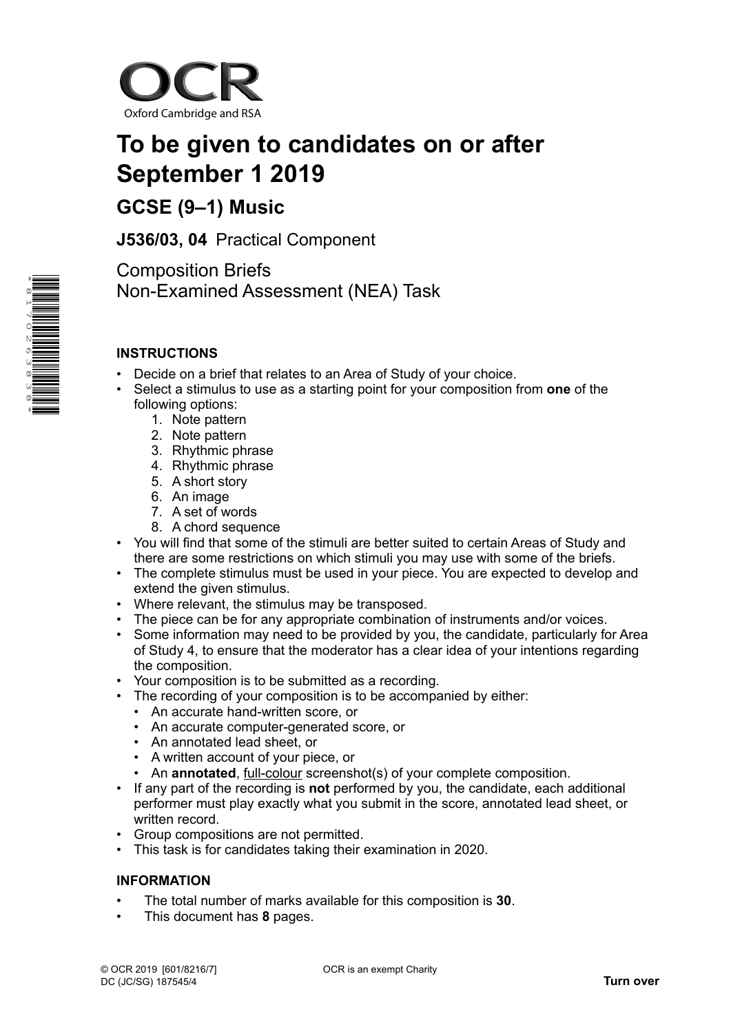OCR
Oxford Cambridge and RSA

# To be given to candidates on or after September 1 2019

## GCSE (9–1) Music

**J536/03, 04** Practical Component

Composition Briefs
Non-Examined Assessment (NEA) Task

### INSTRUCTIONS

- Decide on a brief that relates to an Area of Study of your choice.
- Select a stimulus to use as a starting point for your composition from **one** of the following options:
  1. Note pattern
  2. Note pattern
  3. Rhythmic phrase
  4. Rhythmic phrase
  5. A short story
  6. An image
  7. A set of words
  8. A chord sequence
- You will find that some of the stimuli are better suited to certain Areas of Study and there are some restrictions on which stimuli you may use with some of the briefs.
- The complete stimulus must be used in your piece. You are expected to develop and extend the given stimulus.
- Where relevant, the stimulus may be transposed.
- The piece can be for any appropriate combination of instruments and/or voices.
- Some information may need to be provided by you, the candidate, particularly for Area of Study 4, to ensure that the moderator has a clear idea of your intentions regarding the composition.
- Your composition is to be submitted as a recording.
- The recording of your composition is to be accompanied by either:
  - An accurate hand-written score, or
  - An accurate computer-generated score, or
  - An annotated lead sheet, or
  - A written account of your piece, or
  - An **annotated**, full-colour screenshot(s) of your complete composition.
- If any part of the recording is **not** performed by you, the candidate, each additional performer must play exactly what you submit in the score, annotated lead sheet, or written record.
- Group compositions are not permitted.
- This task is for candidates taking their examination in 2020.

### INFORMATION

- The total number of marks available for this composition is **30**.
- This document has **8** pages.

© OCR 2019 [601/8216/7]
DC (JC/SG) 187545/4

OCR is an exempt Charity

**Turn over**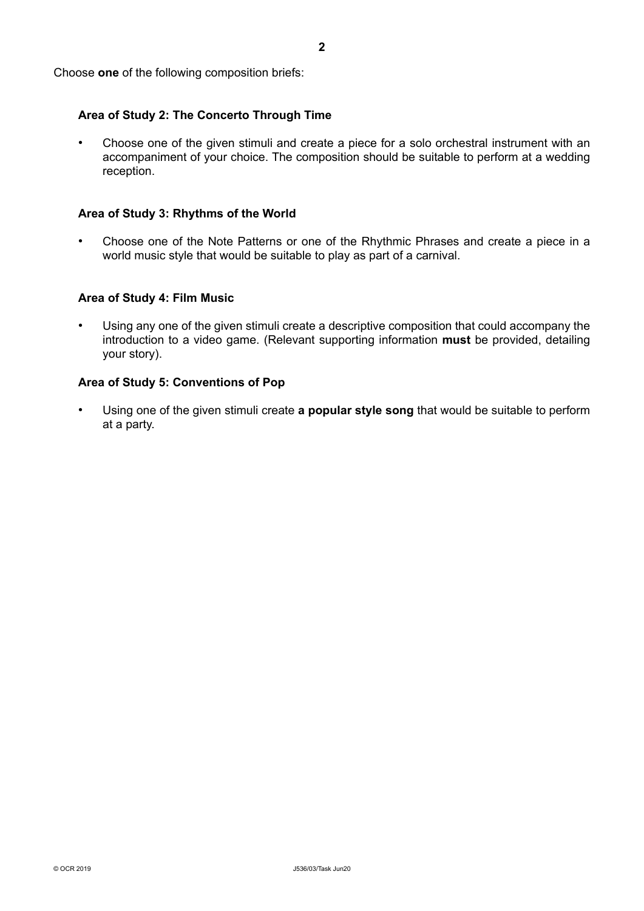Choose **one** of the following composition briefs:

### Area of Study 2: The Concerto Through Time

- Choose one of the given stimuli and create a piece for a solo orchestral instrument with an accompaniment of your choice. The composition should be suitable to perform at a wedding reception.

### Area of Study 3: Rhythms of the World

- Choose one of the Note Patterns or one of the Rhythmic Phrases and create a piece in a world music style that would be suitable to play as part of a carnival.

### Area of Study 4: Film Music

- Using any one of the given stimuli create a descriptive composition that could accompany the introduction to a video game. (Relevant supporting information **must** be provided, detailing your story).

### Area of Study 5: Conventions of Pop

- Using one of the given stimuli create **a popular style song** that would be suitable to perform at a party.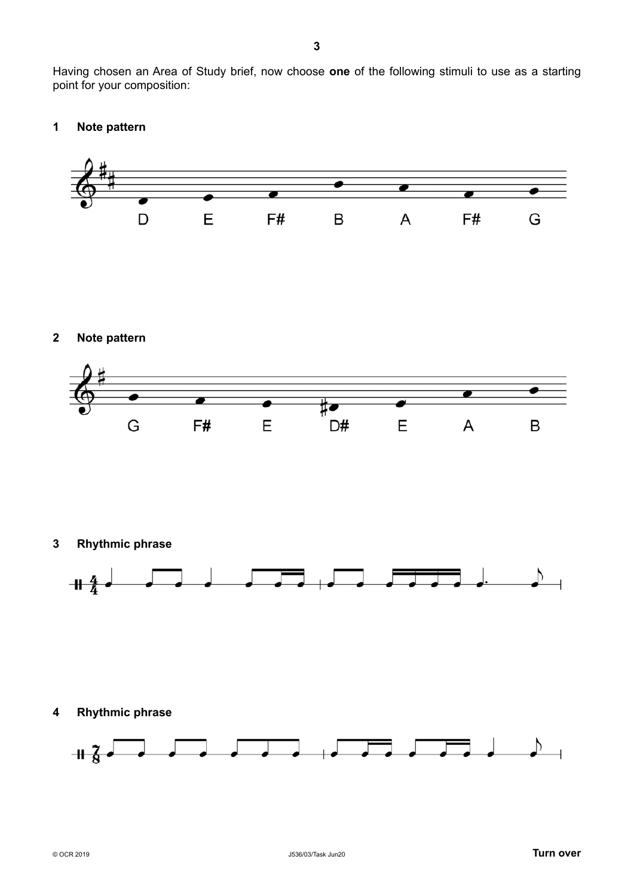Having chosen an Area of Study brief, now choose **one** of the following stimuli to use as a starting point for your composition:

**1 Note pattern**

D E F# B A F# G

**2 Note pattern**

G F# E D# E A B

**3 Rhythmic phrase**

**4 Rhythmic phrase**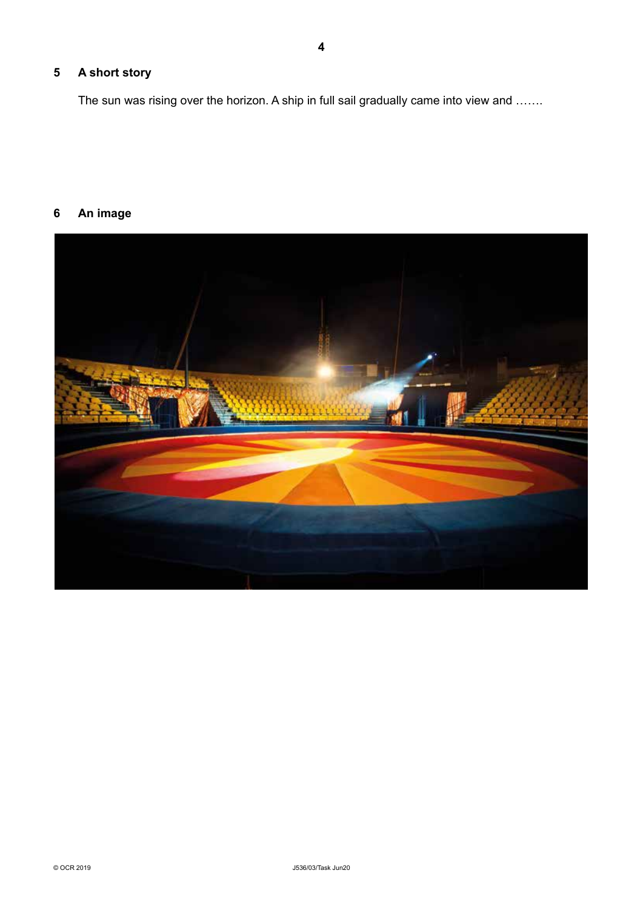**5 A short story**

The sun was rising over the horizon. A ship in full sail gradually came into view and …….

**6 An image**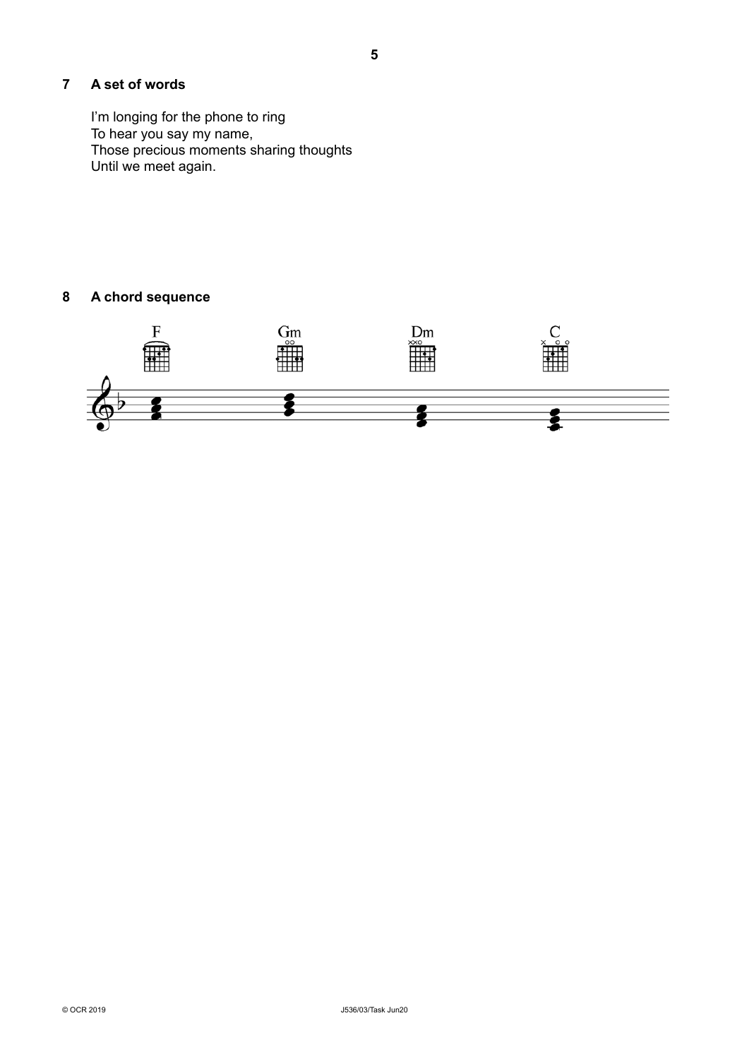## 7 A set of words

I'm longing for the phone to ring  
To hear you say my name,  
Those precious moments sharing thoughts  
Until we meet again.

## 8 A chord sequence

F Gm Dm C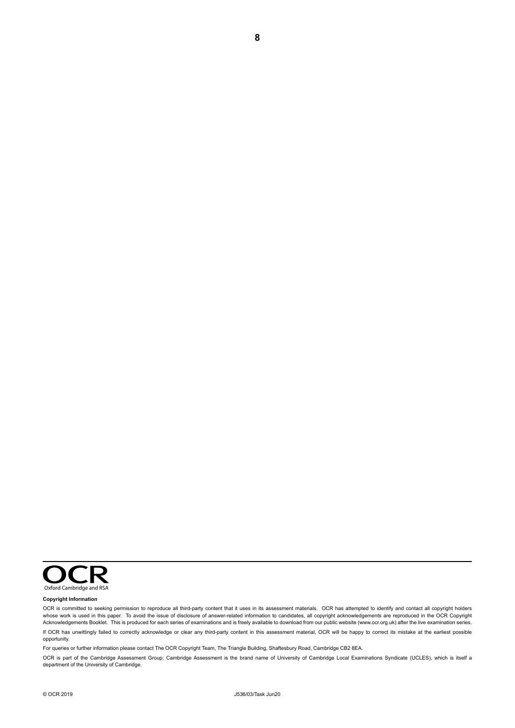OCR
Oxford Cambridge and RSA

**Copyright Information**

OCR is committed to seeking permission to reproduce all third-party content that it uses in its assessment materials. OCR has attempted to identify and contact all copyright holders whose work is used in this paper. To avoid the issue of disclosure of answer-related information to candidates, all copyright acknowledgements are reproduced in the OCR Copyright Acknowledgements Booklet. This is produced for each series of examinations and is freely available to download from our public website (www.ocr.org.uk) after the live examination series.

If OCR has unwittingly failed to correctly acknowledge or clear any third-party content in this assessment material, OCR will be happy to correct its mistake at the earliest possible opportunity.

For queries or further information please contact The OCR Copyright Team, The Triangle Building, Shaftesbury Road, Cambridge CB2 8EA.

OCR is part of the Cambridge Assessment Group; Cambridge Assessment is the brand name of University of Cambridge Local Examinations Syndicate (UCLES), which is itself a department of the University of Cambridge.

© OCR 2019 J536/03/Task Jun20